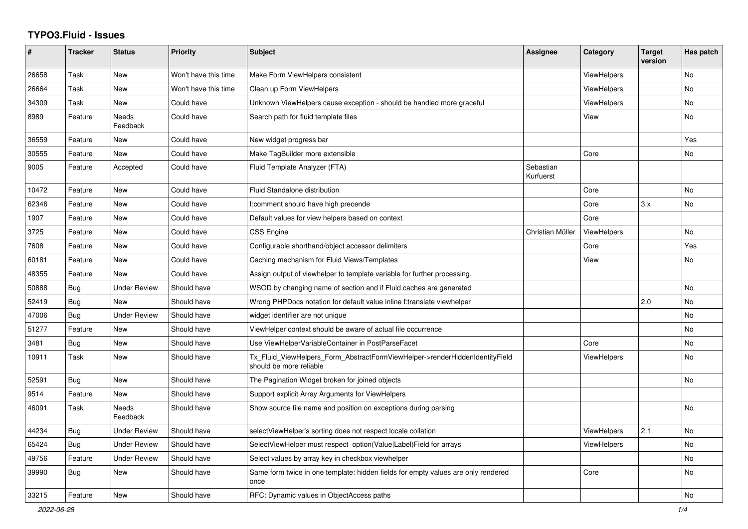# TYPO3.Fluid - Issues

| # | Tracker | Status | Priority | Subject | Assignee | Category | Target version | Has patch |
|---|---|---|---|---|---|---|---|---|
| 26658 | Task | New | Won't have this time | Make Form ViewHelpers consistent | | ViewHelpers | | No |
| 26664 | Task | New | Won't have this time | Clean up Form ViewHelpers | | ViewHelpers | | No |
| 34309 | Task | New | Could have | Unknown ViewHelpers cause exception - should be handled more graceful | | ViewHelpers | | No |
| 8989 | Feature | Needs Feedback | Could have | Search path for fluid template files | | View | | No |
| 36559 | Feature | New | Could have | New widget progress bar | | | | Yes |
| 30555 | Feature | New | Could have | Make TagBuilder more extensible | | Core | | No |
| 9005 | Feature | Accepted | Could have | Fluid Template Analyzer (FTA) | Sebastian Kurfuerst | | | |
| 10472 | Feature | New | Could have | Fluid Standalone distribution | | Core | | No |
| 62346 | Feature | New | Could have | f:comment should have high precende | | Core | 3.x | No |
| 1907 | Feature | New | Could have | Default values for view helpers based on context | | Core | | |
| 3725 | Feature | New | Could have | CSS Engine | Christian Müller | ViewHelpers | | No |
| 7608 | Feature | New | Could have | Configurable shorthand/object accessor delimiters | | Core | | Yes |
| 60181 | Feature | New | Could have | Caching mechanism for Fluid Views/Templates | | View | | No |
| 48355 | Feature | New | Could have | Assign output of viewhelper to template variable for further processing. | | | | |
| 50888 | Bug | Under Review | Should have | WSOD by changing name of section and if Fluid caches are generated | | | | No |
| 52419 | Bug | New | Should have | Wrong PHPDocs notation for default value inline f:translate viewhelper | | | 2.0 | No |
| 47006 | Bug | Under Review | Should have | widget identifier are not unique | | | | No |
| 51277 | Feature | New | Should have | ViewHelper context should be aware of actual file occurrence | | | | No |
| 3481 | Bug | New | Should have | Use ViewHelperVariableContainer in PostParseFacet | | Core | | No |
| 10911 | Task | New | Should have | Tx_Fluid_ViewHelpers_Form_AbstractFormViewHelper->renderHiddenIdentityField should be more reliable | | ViewHelpers | | No |
| 52591 | Bug | New | Should have | The Pagination Widget broken for joined objects | | | | No |
| 9514 | Feature | New | Should have | Support explicit Array Arguments for ViewHelpers | | | | |
| 46091 | Task | Needs Feedback | Should have | Show source file name and position on exceptions during parsing | | | | No |
| 44234 | Bug | Under Review | Should have | selectViewHelper's sorting does not respect locale collation | | ViewHelpers | 2.1 | No |
| 65424 | Bug | Under Review | Should have | SelectViewHelper must respect option(Value\|Label)Field for arrays | | ViewHelpers | | No |
| 49756 | Feature | Under Review | Should have | Select values by array key in checkbox viewhelper | | | | No |
| 39990 | Bug | New | Should have | Same form twice in one template: hidden fields for empty values are only rendered once | | Core | | No |
| 33215 | Feature | New | Should have | RFC: Dynamic values in ObjectAccess paths | | | | No |

2022-06-28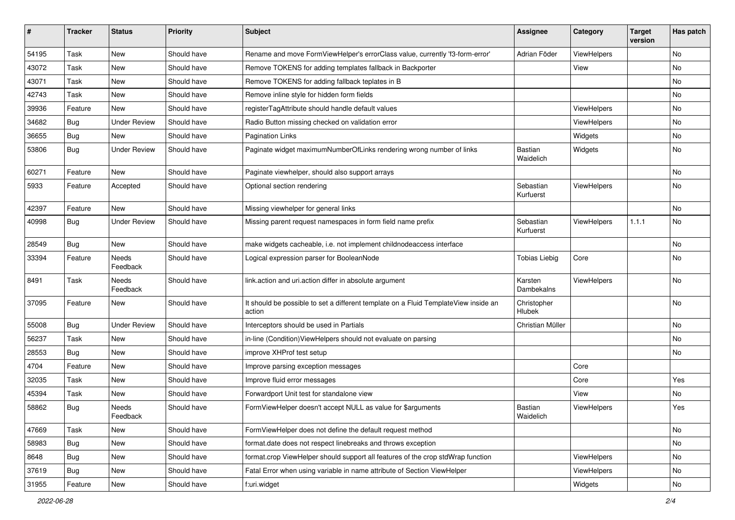| # | Tracker | Status | Priority | Subject | Assignee | Category | Target version | Has patch |
|---|---|---|---|---|---|---|---|---|
| 54195 | Task | New | Should have | Rename and move FormViewHelper's errorClass value, currently 'f3-form-error' | Adrian Föder | ViewHelpers | | No |
| 43072 | Task | New | Should have | Remove TOKENS for adding templates fallback in Backporter | | View | | No |
| 43071 | Task | New | Should have | Remove TOKENS for adding fallback teplates in B | | | | No |
| 42743 | Task | New | Should have | Remove inline style for hidden form fields | | | | No |
| 39936 | Feature | New | Should have | registerTagAttribute should handle default values | | ViewHelpers | | No |
| 34682 | Bug | Under Review | Should have | Radio Button missing checked on validation error | | ViewHelpers | | No |
| 36655 | Bug | New | Should have | Pagination Links | | Widgets | | No |
| 53806 | Bug | Under Review | Should have | Paginate widget maximumNumberOfLinks rendering wrong number of links | Bastian Waidelich | Widgets | | No |
| 60271 | Feature | New | Should have | Paginate viewhelper, should also support arrays | | | | No |
| 5933 | Feature | Accepted | Should have | Optional section rendering | Sebastian Kurfuerst | ViewHelpers | | No |
| 42397 | Feature | New | Should have | Missing viewhelper for general links | | | | No |
| 40998 | Bug | Under Review | Should have | Missing parent request namespaces in form field name prefix | Sebastian Kurfuerst | ViewHelpers | 1.1.1 | No |
| 28549 | Bug | New | Should have | make widgets cacheable, i.e. not implement childnodeaccess interface | | | | No |
| 33394 | Feature | Needs Feedback | Should have | Logical expression parser for BooleanNode | Tobias Liebig | Core | | No |
| 8491 | Task | Needs Feedback | Should have | link.action and uri.action differ in absolute argument | Karsten Dambekalns | ViewHelpers | | No |
| 37095 | Feature | New | Should have | It should be possible to set a different template on a Fluid TemplateView inside an action | Christopher Hlubek | | | No |
| 55008 | Bug | Under Review | Should have | Interceptors should be used in Partials | Christian Müller | | | No |
| 56237 | Task | New | Should have | in-line (Condition)ViewHelpers should not evaluate on parsing | | | | No |
| 28553 | Bug | New | Should have | improve XHProf test setup | | | | No |
| 4704 | Feature | New | Should have | Improve parsing exception messages | | Core | | |
| 32035 | Task | New | Should have | Improve fluid error messages | | Core | | Yes |
| 45394 | Task | New | Should have | Forwardport Unit test for standalone view | | View | | No |
| 58862 | Bug | Needs Feedback | Should have | FormViewHelper doesn't accept NULL as value for $arguments | Bastian Waidelich | ViewHelpers | | Yes |
| 47669 | Task | New | Should have | FormViewHelper does not define the default request method | | | | No |
| 58983 | Bug | New | Should have | format.date does not respect linebreaks and throws exception | | | | No |
| 8648 | Bug | New | Should have | format.crop ViewHelper should support all features of the crop stdWrap function | | ViewHelpers | | No |
| 37619 | Bug | New | Should have | Fatal Error when using variable in name attribute of Section ViewHelper | | ViewHelpers | | No |
| 31955 | Feature | New | Should have | f:uri.widget | | Widgets | | No |

*2022-06-28*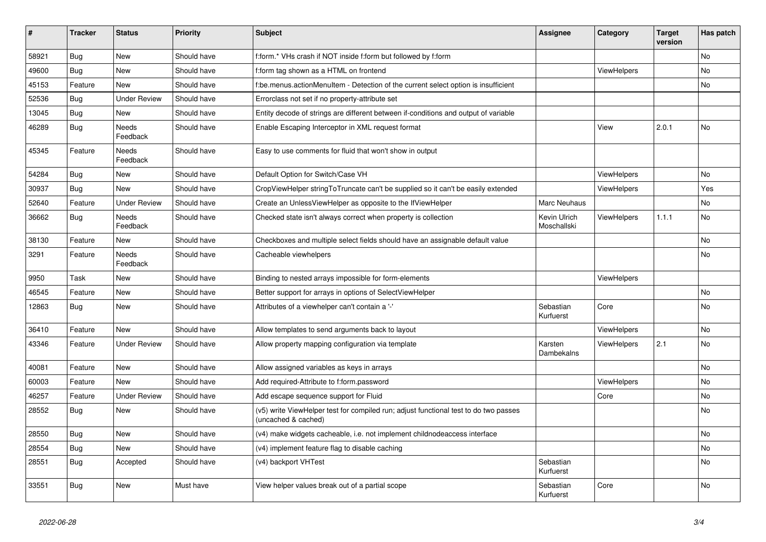| # | Tracker | Status | Priority | Subject | Assignee | Category | Target version | Has patch |
|---|---|---|---|---|---|---|---|---|
| 58921 | Bug | New | Should have | f:form.* VHs crash if NOT inside f:form but followed by f:form | | | | No |
| 49600 | Bug | New | Should have | f:form tag shown as a HTML on frontend | | ViewHelpers | | No |
| 45153 | Feature | New | Should have | f:be.menus.actionMenuItem - Detection of the current select option is insufficient | | | | No |
| 52536 | Bug | Under Review | Should have | Errorclass not set if no property-attribute set | | | | |
| 13045 | Bug | New | Should have | Entity decode of strings are different between if-conditions and output of variable | | | | |
| 46289 | Bug | Needs Feedback | Should have | Enable Escaping Interceptor in XML request format | | View | 2.0.1 | No |
| 45345 | Feature | Needs Feedback | Should have | Easy to use comments for fluid that won't show in output | | | | |
| 54284 | Bug | New | Should have | Default Option for Switch/Case VH | | ViewHelpers | | No |
| 30937 | Bug | New | Should have | CropViewHelper stringToTruncate can't be supplied so it can't be easily extended | | ViewHelpers | | Yes |
| 52640 | Feature | Under Review | Should have | Create an UnlessViewHelper as opposite to the IfViewHelper | Marc Neuhaus | | | No |
| 36662 | Bug | Needs Feedback | Should have | Checked state isn't always correct when property is collection | Kevin Ulrich Moschallski | ViewHelpers | 1.1.1 | No |
| 38130 | Feature | New | Should have | Checkboxes and multiple select fields should have an assignable default value | | | | No |
| 3291 | Feature | Needs Feedback | Should have | Cacheable viewhelpers | | | | No |
| 9950 | Task | New | Should have | Binding to nested arrays impossible for form-elements | | ViewHelpers | | |
| 46545 | Feature | New | Should have | Better support for arrays in options of SelectViewHelper | | | | No |
| 12863 | Bug | New | Should have | Attributes of a viewhelper can't contain a '-' | Sebastian Kurfuerst | Core | | No |
| 36410 | Feature | New | Should have | Allow templates to send arguments back to layout | | ViewHelpers | | No |
| 43346 | Feature | Under Review | Should have | Allow property mapping configuration via template | Karsten Dambekalns | ViewHelpers | 2.1 | No |
| 40081 | Feature | New | Should have | Allow assigned variables as keys in arrays | | | | No |
| 60003 | Feature | New | Should have | Add required-Attribute to f:form.password | | ViewHelpers | | No |
| 46257 | Feature | Under Review | Should have | Add escape sequence support for Fluid | | Core | | No |
| 28552 | Bug | New | Should have | (v5) write ViewHelper test for compiled run; adjust functional test to do two passes (uncached & cached) | | | | No |
| 28550 | Bug | New | Should have | (v4) make widgets cacheable, i.e. not implement childnodeaccess interface | | | | No |
| 28554 | Bug | New | Should have | (v4) implement feature flag to disable caching | | | | No |
| 28551 | Bug | Accepted | Should have | (v4) backport VHTest | Sebastian Kurfuerst | | | No |
| 33551 | Bug | New | Must have | View helper values break out of a partial scope | Sebastian Kurfuerst | Core | | No |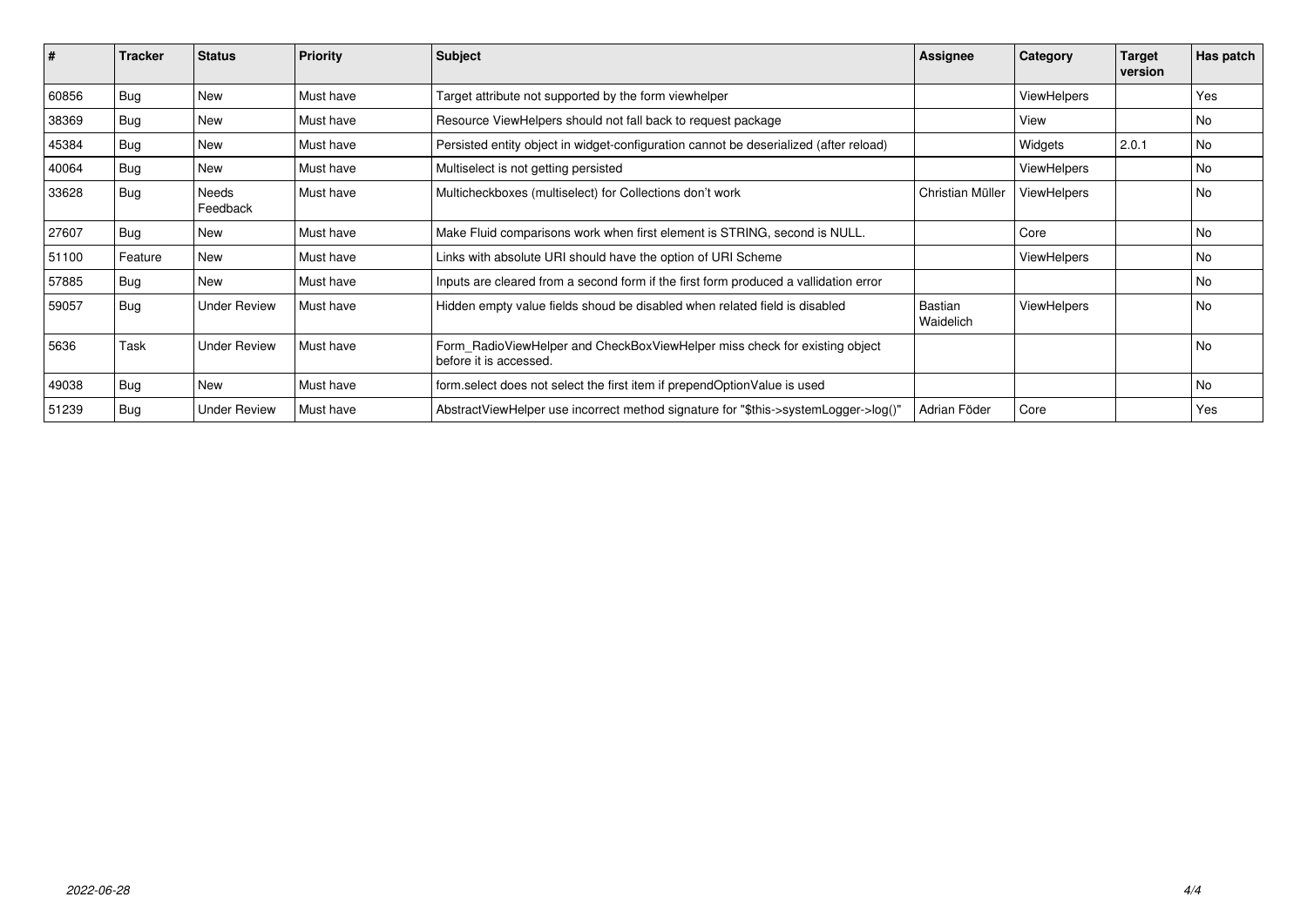| # | Tracker | Status | Priority | Subject | Assignee | Category | Target version | Has patch |
|---|---|---|---|---|---|---|---|---|
| 60856 | Bug | New | Must have | Target attribute not supported by the form viewhelper | | ViewHelpers | | Yes |
| 38369 | Bug | New | Must have | Resource ViewHelpers should not fall back to request package | | View | | No |
| 45384 | Bug | New | Must have | Persisted entity object in widget-configuration cannot be deserialized (after reload) | | Widgets | 2.0.1 | No |
| 40064 | Bug | New | Must have | Multiselect is not getting persisted | | ViewHelpers | | No |
| 33628 | Bug | Needs Feedback | Must have | Multicheckboxes (multiselect) for Collections don't work | Christian Müller | ViewHelpers | | No |
| 27607 | Bug | New | Must have | Make Fluid comparisons work when first element is STRING, second is NULL. | | Core | | No |
| 51100 | Feature | New | Must have | Links with absolute URI should have the option of URI Scheme | | ViewHelpers | | No |
| 57885 | Bug | New | Must have | Inputs are cleared from a second form if the first form produced a vallidation error | | | | No |
| 59057 | Bug | Under Review | Must have | Hidden empty value fields shoud be disabled when related field is disabled | Bastian Waidelich | ViewHelpers | | No |
| 5636 | Task | Under Review | Must have | Form_RadioViewHelper and CheckBoxViewHelper miss check for existing object before it is accessed. | | | | No |
| 49038 | Bug | New | Must have | form.select does not select the first item if prependOptionValue is used | | | | No |
| 51239 | Bug | Under Review | Must have | AbstractViewHelper use incorrect method signature for "$this->systemLogger->log()" | Adrian Föder | Core | | Yes |